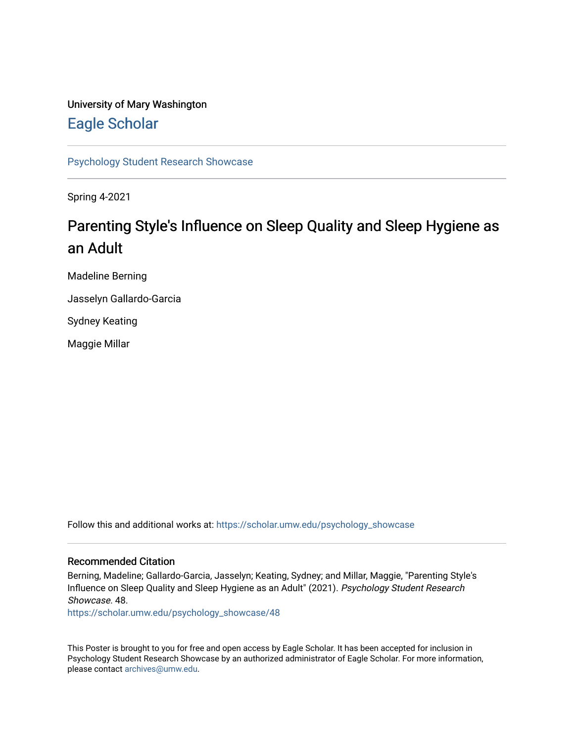University of Mary Washington

# Eagle Scholar

Psychology Student Research Showcase

Spring 4-2021

## Parenting Style's Influence on Sleep Quality and Sleep Hygiene as an Adult

Madeline Berning

Jasselyn Gallardo-Garcia

Sydney Keating

Maggie Millar

Follow this and additional works at: https://scholar.umw.edu/psychology_showcase

### Recommended Citation

Berning, Madeline; Gallardo-Garcia, Jasselyn; Keating, Sydney; and Millar, Maggie, "Parenting Style's Influence on Sleep Quality and Sleep Hygiene as an Adult" (2021). *Psychology Student Research Showcase*. 48.
https://scholar.umw.edu/psychology_showcase/48

This Poster is brought to you for free and open access by Eagle Scholar. It has been accepted for inclusion in Psychology Student Research Showcase by an authorized administrator of Eagle Scholar. For more information, please contact archives@umw.edu.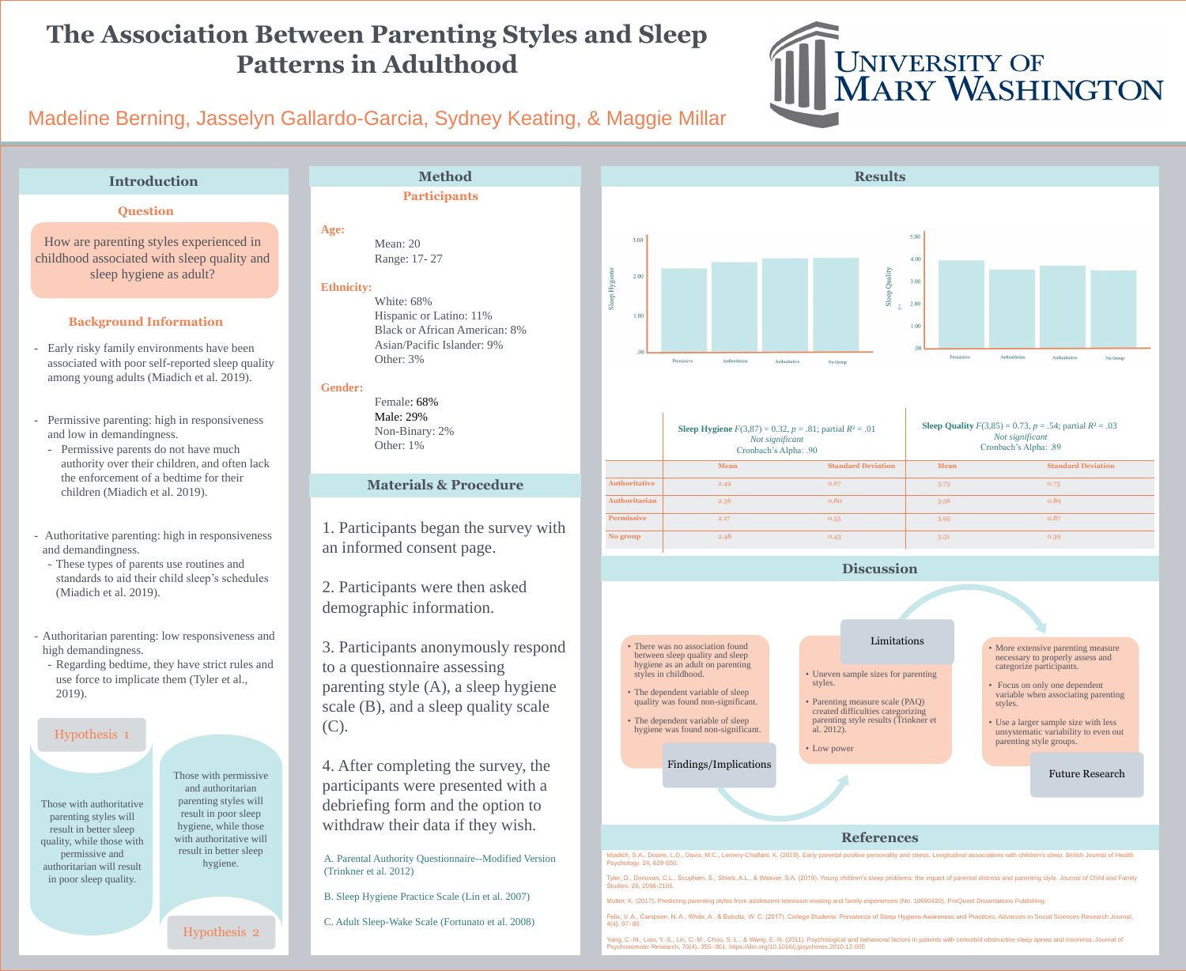# The Association Between Parenting Styles and Sleep Patterns in Adulthood

University of Mary Washington

Madeline Berning, Jasselyn Gallardo-Garcia, Sydney Keating, & Maggie Millar

## Introduction

### Question

How are parenting styles experienced in childhood associated with sleep quality and sleep hygiene as adult?

### Background Information

- Early risky family environments have been associated with poor self-reported sleep quality among young adults (Miadich et al. 2019).
- Permissive parenting: high in responsiveness and low in demandingness.
  - Permissive parents do not have much authority over their children, and often lack the enforcement of a bedtime for their children (Miadich et al. 2019).
- Authoritative parenting: high in responsiveness and demandingness.
  - These types of parents use routines and standards to aid their child sleep's schedules (Miadich et al. 2019).
- Authoritarian parenting: low responsiveness and high demandingness.
  - Regarding bedtime, they have strict rules and use force to implicate them (Tyler et al., 2019).

**Hypothesis 1**

Those with authoritative parenting styles will result in better sleep quality, while those with permissive and authoritarian will result in poor sleep quality.

**Hypothesis 2**

Those with permissive and authoritarian parenting styles will result in poor sleep hygiene, while those with authoritative will result in better sleep hygiene.

## Method

### Participants

**Age:**

Mean: 20
Range: 17- 27

**Ethnicity:**

White: 68%
Hispanic or Latino: 11%
Black or African American: 8%
Asian/Pacific Islander: 9%
Other: 3%

**Gender:**

Female: 68%
Male: 29%
Non-Binary: 2%
Other: 1%

## Materials & Procedure

1. Participants began the survey with an informed consent page.

2. Participants were then asked demographic information.

3. Participants anonymously respond to a questionnaire assessing parenting style (A), a sleep hygiene scale (B), and a sleep quality scale (C).

4. After completing the survey, the participants were presented with a debriefing form and the option to withdraw their data if they wish.

A. Parental Authority Questionnaire--Modified Version (Trinkner et al. 2012)

B. Sleep Hygiene Practice Scale (Lin et al. 2007)

C. Adult Sleep-Wake Scale (Fortunato et al. 2008)

## Results

Sleep Hygiene
3.00
2.00
1.00
.00
Permissive
Authoritarian
Authoritative
No Group

Sleep Quality
5.00
4.00
3.00
2.00
1.00
.00
Permissive
Authoritarian
Authoritative
No Group

| | Sleep Hygiene $F(3,87) = 0.32$, $p = .81$; partial $R^2 = .01$ *Not significant* Cronbach's Alpha: .90 | | Sleep Quality $F(3,85) = 0.73$, $p = .54$; partial $R^2 = .03$ *Not significant* Cronbach's Alpha: .89 | |
|---|---|---|---|---|
| | Mean | Standard Deviation | Mean | Standard Deviation |
| Authoritative | 2.42 | 0.67 | 3.73 | 0.73 |
| Authoritarian | 2.36 | 0.80 | 3.56 | 0.89 |
| Permissive | 2.17 | 0.55 | 3.95 | 0.87 |
| No group | 2.48 | 0.43 | 3.51 | 0.39 |

## Discussion

**Findings/Implications**

- There was no association found between sleep quality and sleep hygiene as an adult on parenting styles in childhood.
- The dependent variable of sleep quality was found non-significant.
- The dependent variable of sleep hygiene was found non-significant.

**Limitations**

- Uneven sample sizes for parenting styles.
- Parenting measure scale (PAQ) created difficulties categorizing parenting style results (Trinkner et al. 2012).
- Low power

**Future Research**

- More extensive parenting measure necessary to properly assess and categorize participants.
- Focus on only one dependent variable when associating parenting styles.
- Use a larger sample size with less unsystematic variability to even out parenting style groups.

## References

Miadich, S.A., Doane, L.D., Davis, M.C., Lemery-Chalfant, K. (2019). Early parental positive personality and stress: Longitudinal associations with children's sleep. British Journal of Health Psychology. 24, 629-650.

Tyler, D., Donovan, C.L., Scupham, S., Shiels, A.L., & Weaver, S.A. (2019). Young children's sleep problems: the impact of parental distress and parenting style. Journal of Child and Family Studies. 28, 2098-2106.

Mutter, K. (2017). Predicting parenting styles from adolescent television viewing and family experiences (No. 10690420). ProQuest Dissertations Publishing.

Felix, V. A., Campsen, N. A., White, A., & Buboltz, W. C. (2017). College Students' Prevalence of Sleep Hygiene Awareness and Practices. Advances in Social Sciences Research Journal, 4(4), 97–98.

Yang, C.-M., Liao, Y.-S., Lin, C.-M., Chou, S.-L., & Wang, E.-N. (2011). Psychological and behavioral factors in patients with comorbid obstructive sleep apnea and insomnia. Journal of Psychosomatic Research, 70(4), 355–361. https://doi.org/10.1016/j.jpsychores.2010.12.005